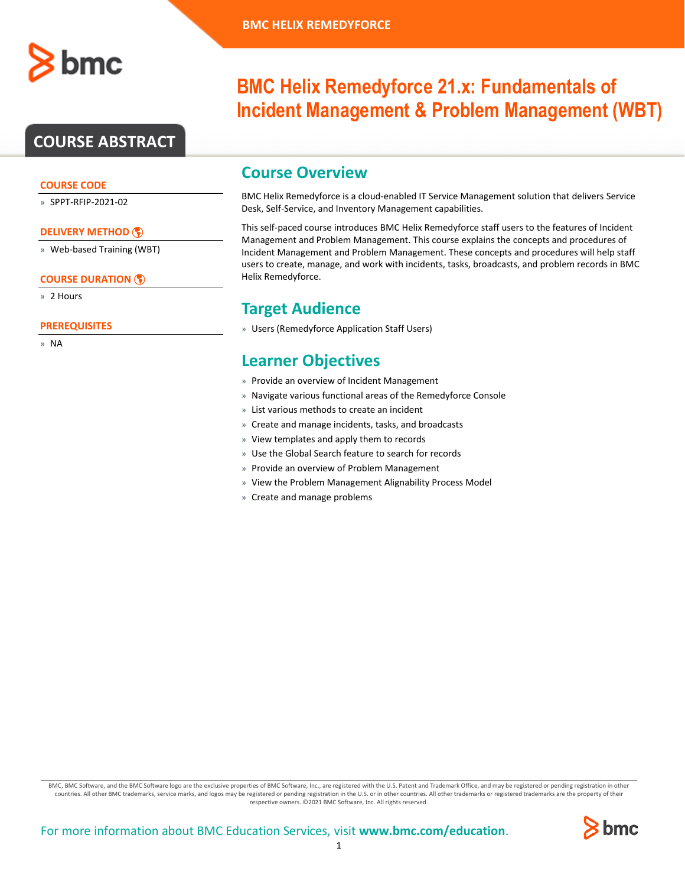BMC HELIX REMEDYFORCE

# BMC Helix Remedyforce 21.x: Fundamentals of Incident Management & Problem Management (WBT)

## COURSE ABSTRACT

### COURSE CODE

- SPPT-RFIP-2021-02

### DELIVERY METHOD

- Web-based Training (WBT)

### COURSE DURATION

- 2 Hours

### PREREQUISITES

- NA

## Course Overview

BMC Helix Remedyforce is a cloud-enabled IT Service Management solution that delivers Service Desk, Self-Service, and Inventory Management capabilities.

This self-paced course introduces BMC Helix Remedyforce staff users to the features of Incident Management and Problem Management. This course explains the concepts and procedures of Incident Management and Problem Management. These concepts and procedures will help staff users to create, manage, and work with incidents, tasks, broadcasts, and problem records in BMC Helix Remedyforce.

## Target Audience

- Users (Remedyforce Application Staff Users)

## Learner Objectives

- Provide an overview of Incident Management
- Navigate various functional areas of the Remedyforce Console
- List various methods to create an incident
- Create and manage incidents, tasks, and broadcasts
- View templates and apply them to records
- Use the Global Search feature to search for records
- Provide an overview of Problem Management
- View the Problem Management Alignability Process Model
- Create and manage problems

BMC, BMC Software, and the BMC Software logo are the exclusive properties of BMC Software, Inc., are registered with the U.S. Patent and Trademark Office, and may be registered or pending registration in other countries. All other BMC trademarks, service marks, and logos may be registered or pending registration in the U.S. or in other countries. All other trademarks or registered trademarks are the property of their respective owners. ©2021 BMC Software, Inc. All rights reserved.

For more information about BMC Education Services, visit **www.bmc.com/education**.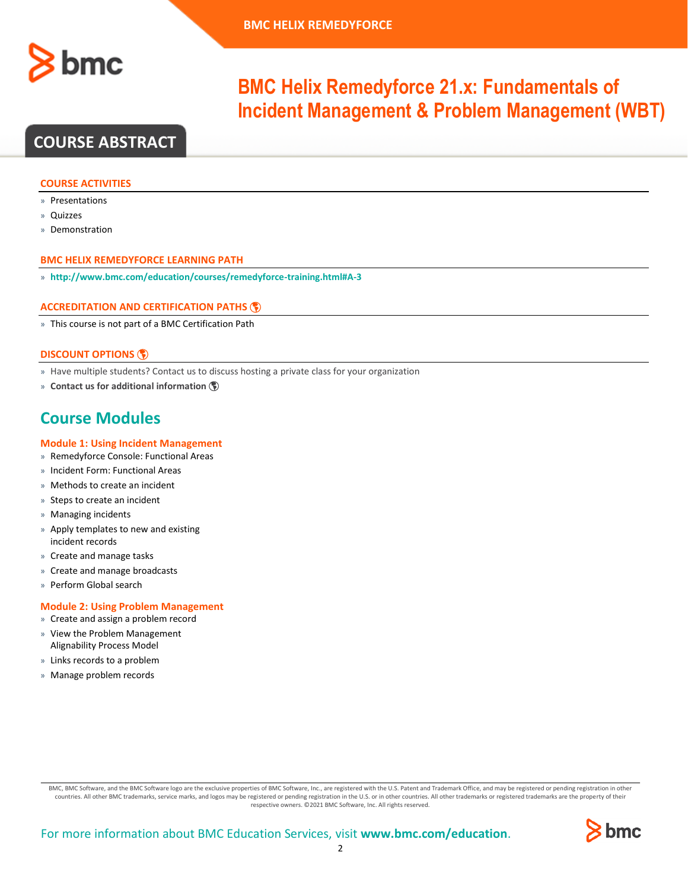# BMC Helix Remedyforce 21.x: Fundamentals of Incident Management & Problem Management (WBT)

## COURSE ABSTRACT

### COURSE ACTIVITIES

- Presentations
- Quizzes
- Demonstration

### BMC HELIX REMEDYFORCE LEARNING PATH

- **http://www.bmc.com/education/courses/remedyforce-training.html#A-3**

### ACCREDITATION AND CERTIFICATION PATHS

- This course is not part of a BMC Certification Path

### DISCOUNT OPTIONS

- Have multiple students? Contact us to discuss hosting a private class for your organization
- **Contact us for additional information**

## Course Modules

### Module 1: Using Incident Management

- Remedyforce Console: Functional Areas
- Incident Form: Functional Areas
- Methods to create an incident
- Steps to create an incident
- Managing incidents
- Apply templates to new and existing incident records
- Create and manage tasks
- Create and manage broadcasts
- Perform Global search

### Module 2: Using Problem Management

- Create and assign a problem record
- View the Problem Management Alignability Process Model
- Links records to a problem
- Manage problem records

BMC, BMC Software, and the BMC Software logo are the exclusive properties of BMC Software, Inc., are registered with the U.S. Patent and Trademark Office, and may be registered or pending registration in other countries. All other BMC trademarks, service marks, and logos may be registered or pending registration in the U.S. or in other countries. All other trademarks or registered trademarks are the property of their respective owners. ©2021 BMC Software, Inc. All rights reserved.

For more information about BMC Education Services, visit **www.bmc.com/education**.